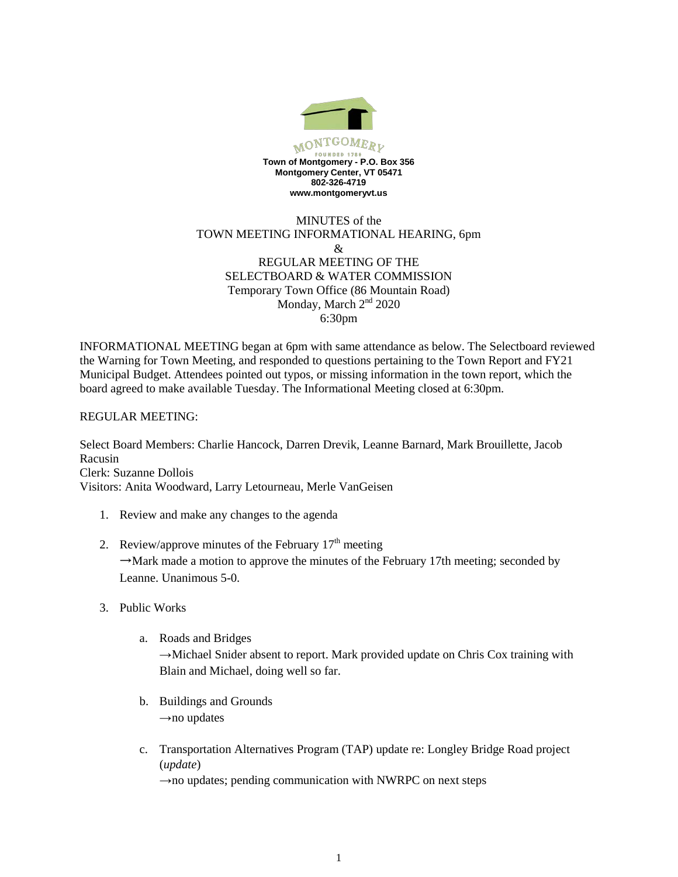MONTGOMERY
FOUNDED 1789

**Town of Montgomery - P.O. Box 356**
**Montgomery Center, VT 05471**
**802-326-4719**
**www.montgomeryvt.us**

MINUTES of the
TOWN MEETING INFORMATIONAL HEARING, 6pm
&
REGULAR MEETING OF THE
SELECTBOARD & WATER COMMISSION
Temporary Town Office (86 Mountain Road)
Monday, March 2nd 2020
6:30pm

INFORMATIONAL MEETING began at 6pm with same attendance as below. The Selectboard reviewed the Warning for Town Meeting, and responded to questions pertaining to the Town Report and FY21 Municipal Budget. Attendees pointed out typos, or missing information in the town report, which the board agreed to make available Tuesday. The Informational Meeting closed at 6:30pm.

REGULAR MEETING:

Select Board Members: Charlie Hancock, Darren Drevik, Leanne Barnard, Mark Brouillette, Jacob Racusin
Clerk: Suzanne Dollois
Visitors: Anita Woodward, Larry Letourneau, Merle VanGeisen

1. Review and make any changes to the agenda

2. Review/approve minutes of the February 17th meeting
   →Mark made a motion to approve the minutes of the February 17th meeting; seconded by Leanne. Unanimous 5-0.

3. Public Works

   a. Roads and Bridges
      →Michael Snider absent to report. Mark provided update on Chris Cox training with Blain and Michael, doing well so far.

   b. Buildings and Grounds
      →no updates

   c. Transportation Alternatives Program (TAP) update re: Longley Bridge Road project (*update*)
      →no updates; pending communication with NWRPC on next steps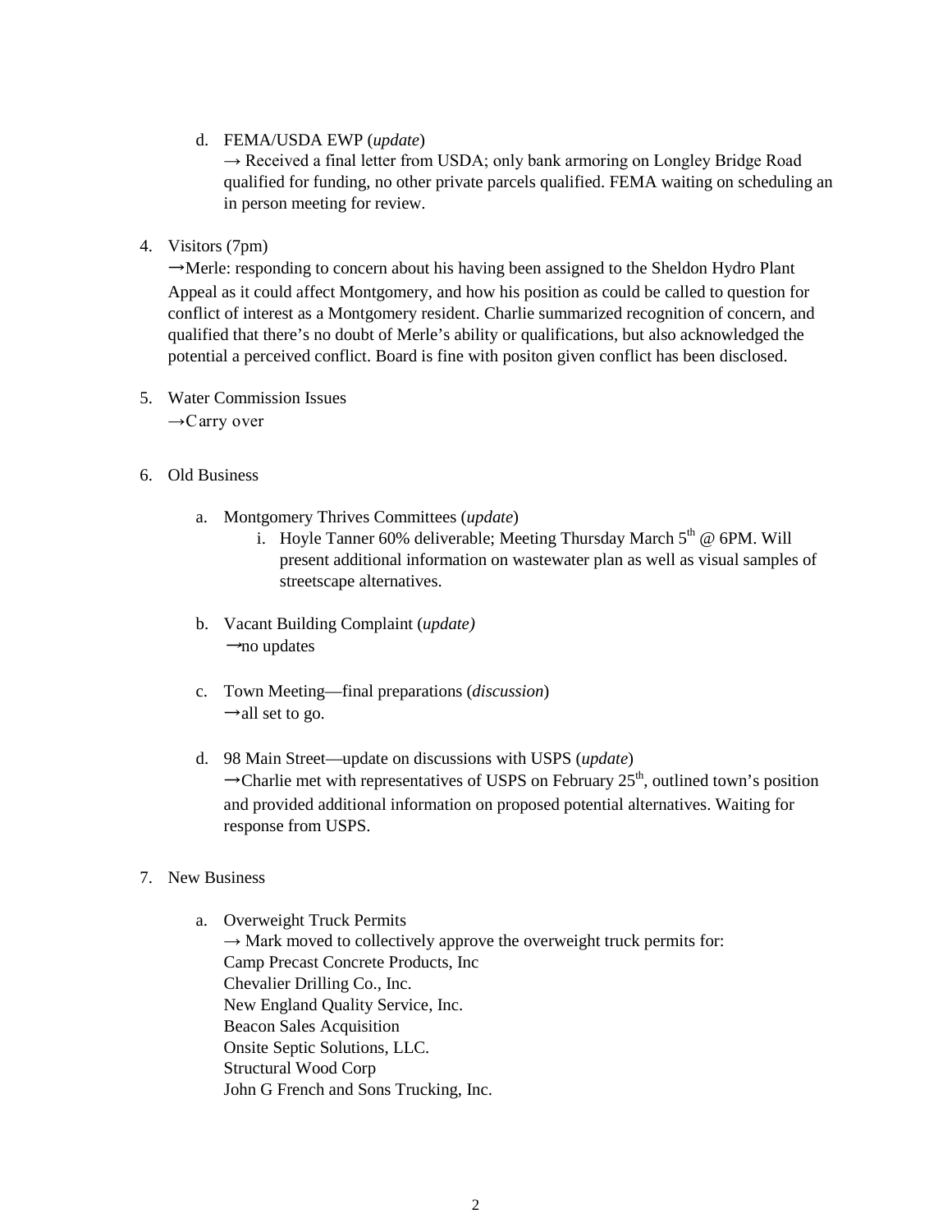d. FEMA/USDA EWP (*update*)
→ Received a final letter from USDA; only bank armoring on Longley Bridge Road qualified for funding, no other private parcels qualified. FEMA waiting on scheduling an in person meeting for review.

4. Visitors (7pm)
→Merle: responding to concern about his having been assigned to the Sheldon Hydro Plant Appeal as it could affect Montgomery, and how his position as could be called to question for conflict of interest as a Montgomery resident. Charlie summarized recognition of concern, and qualified that there's no doubt of Merle's ability or qualifications, but also acknowledged the potential a perceived conflict. Board is fine with positon given conflict has been disclosed.

5. Water Commission Issues
→Carry over

6. Old Business

   a. Montgomery Thrives Committees (*update*)
      i. Hoyle Tanner 60% deliverable; Meeting Thursday March 5th @ 6PM. Will present additional information on wastewater plan as well as visual samples of streetscape alternatives.

   b. Vacant Building Complaint (*update)*
   →no updates

   c. Town Meeting—final preparations (*discussion*)
   →all set to go.

   d. 98 Main Street—update on discussions with USPS (*update*)
   →Charlie met with representatives of USPS on February 25th, outlined town's position and provided additional information on proposed potential alternatives. Waiting for response from USPS.

7. New Business

   a. Overweight Truck Permits
   → Mark moved to collectively approve the overweight truck permits for:
   Camp Precast Concrete Products, Inc
   Chevalier Drilling Co., Inc.
   New England Quality Service, Inc.
   Beacon Sales Acquisition
   Onsite Septic Solutions, LLC.
   Structural Wood Corp
   John G French and Sons Trucking, Inc.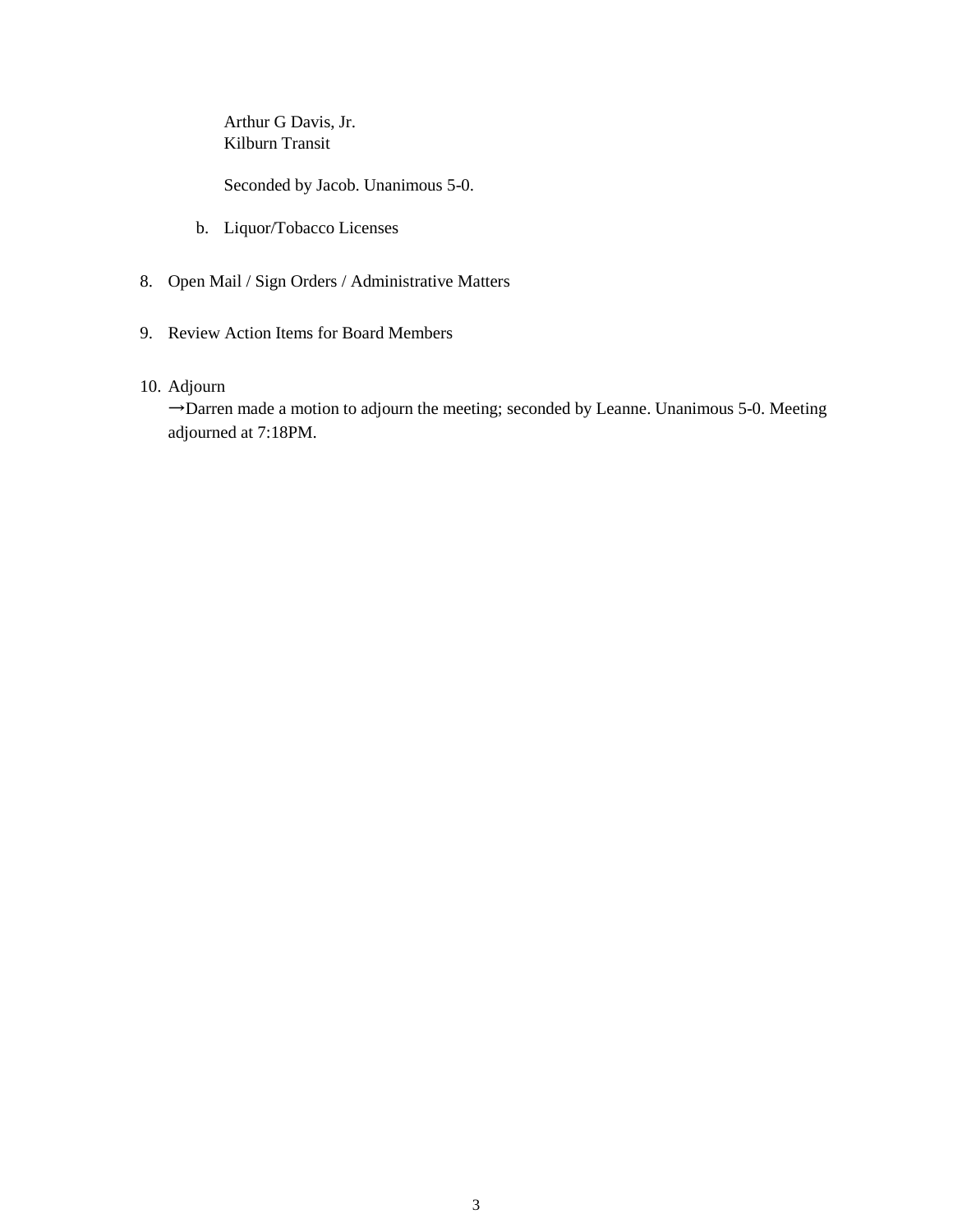Arthur G Davis, Jr.
Kilburn Transit

Seconded by Jacob. Unanimous 5-0.

b. Liquor/Tobacco Licenses

8. Open Mail / Sign Orders / Administrative Matters

9. Review Action Items for Board Members

10. Adjourn
→Darren made a motion to adjourn the meeting; seconded by Leanne. Unanimous 5-0. Meeting adjourned at 7:18PM.